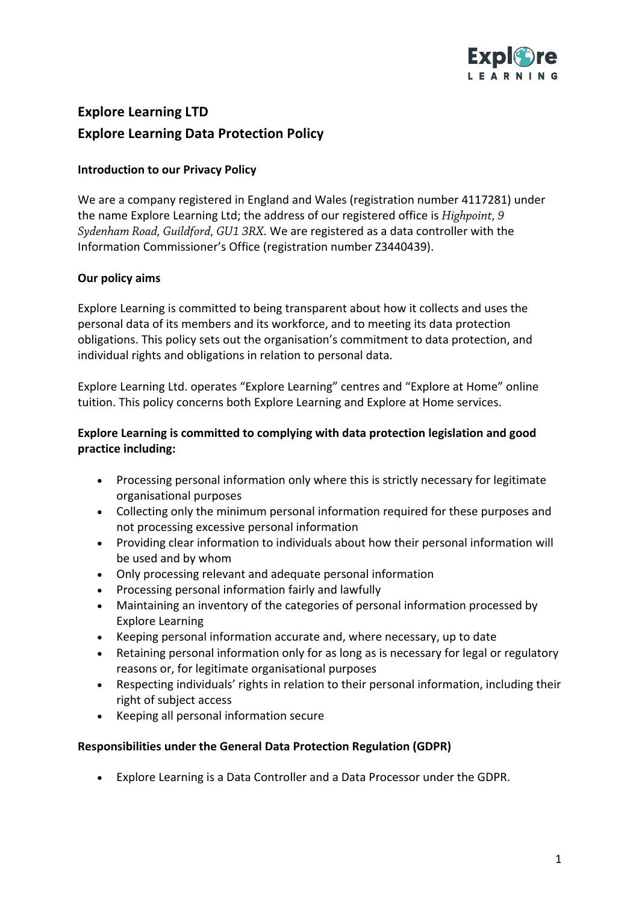# Explore Learning LTD

# Explore Learning Data Protection Policy

### Introduction to our Privacy Policy

We are a company registered in England and Wales (registration number 4117281) under the name Explore Learning Ltd; the address of our registered office is *Highpoint, 9 Sydenham Road, Guildford, GU1 3RX*. We are registered as a data controller with the Information Commissioner's Office (registration number Z3440439).

### Our policy aims

Explore Learning is committed to being transparent about how it collects and uses the personal data of its members and its workforce, and to meeting its data protection obligations. This policy sets out the organisation's commitment to data protection, and individual rights and obligations in relation to personal data.

Explore Learning Ltd. operates "Explore Learning" centres and "Explore at Home" online tuition. This policy concerns both Explore Learning and Explore at Home services.

### Explore Learning is committed to complying with data protection legislation and good practice including:

- Processing personal information only where this is strictly necessary for legitimate organisational purposes
- Collecting only the minimum personal information required for these purposes and not processing excessive personal information
- Providing clear information to individuals about how their personal information will be used and by whom
- Only processing relevant and adequate personal information
- Processing personal information fairly and lawfully
- Maintaining an inventory of the categories of personal information processed by Explore Learning
- Keeping personal information accurate and, where necessary, up to date
- Retaining personal information only for as long as is necessary for legal or regulatory reasons or, for legitimate organisational purposes
- Respecting individuals' rights in relation to their personal information, including their right of subject access
- Keeping all personal information secure

### Responsibilities under the General Data Protection Regulation (GDPR)

- Explore Learning is a Data Controller and a Data Processor under the GDPR.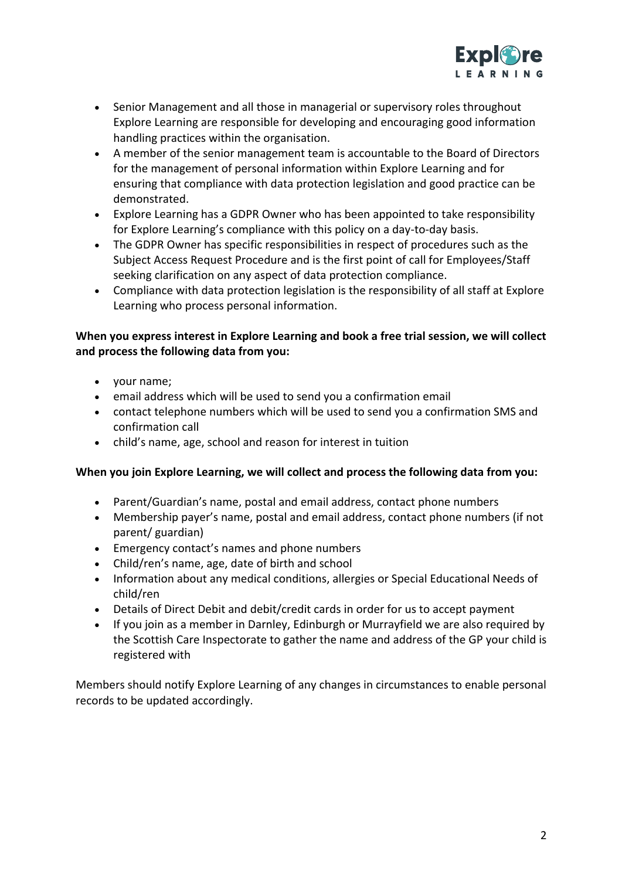- Senior Management and all those in managerial or supervisory roles throughout Explore Learning are responsible for developing and encouraging good information handling practices within the organisation.
- A member of the senior management team is accountable to the Board of Directors for the management of personal information within Explore Learning and for ensuring that compliance with data protection legislation and good practice can be demonstrated.
- Explore Learning has a GDPR Owner who has been appointed to take responsibility for Explore Learning's compliance with this policy on a day-to-day basis.
- The GDPR Owner has specific responsibilities in respect of procedures such as the Subject Access Request Procedure and is the first point of call for Employees/Staff seeking clarification on any aspect of data protection compliance.
- Compliance with data protection legislation is the responsibility of all staff at Explore Learning who process personal information.

**When you express interest in Explore Learning and book a free trial session, we will collect and process the following data from you:**

- your name;
- email address which will be used to send you a confirmation email
- contact telephone numbers which will be used to send you a confirmation SMS and confirmation call
- child's name, age, school and reason for interest in tuition

**When you join Explore Learning, we will collect and process the following data from you:**

- Parent/Guardian's name, postal and email address, contact phone numbers
- Membership payer's name, postal and email address, contact phone numbers (if not parent/ guardian)
- Emergency contact's names and phone numbers
- Child/ren's name, age, date of birth and school
- Information about any medical conditions, allergies or Special Educational Needs of child/ren
- Details of Direct Debit and debit/credit cards in order for us to accept payment
- If you join as a member in Darnley, Edinburgh or Murrayfield we are also required by the Scottish Care Inspectorate to gather the name and address of the GP your child is registered with

Members should notify Explore Learning of any changes in circumstances to enable personal records to be updated accordingly.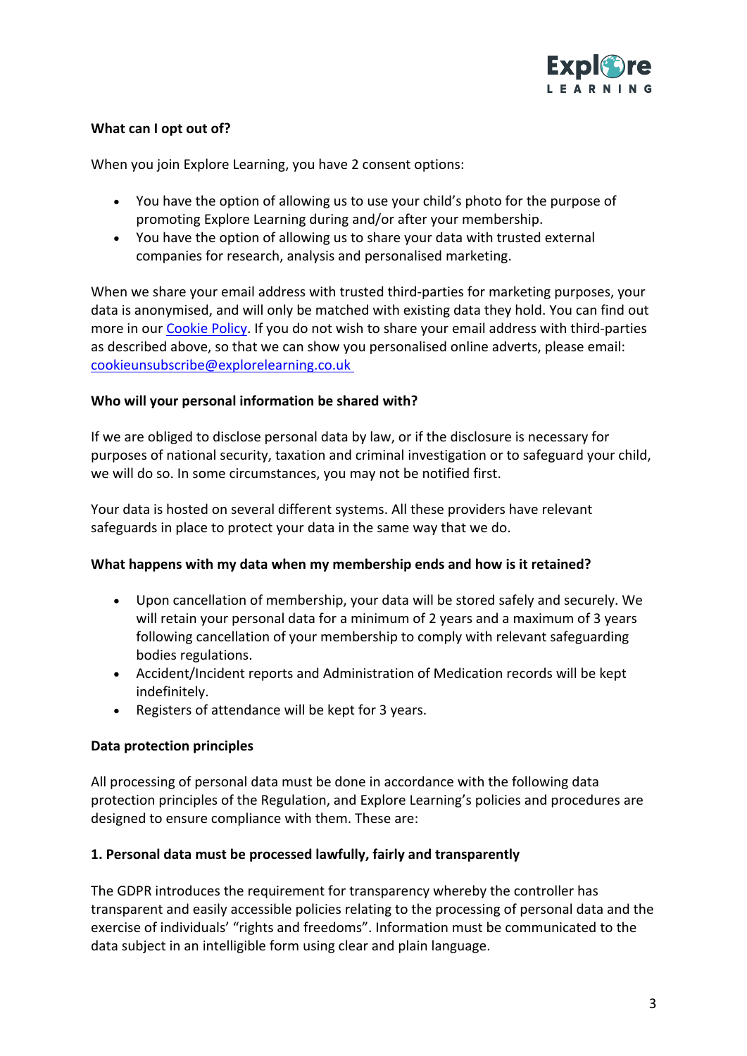**What can I opt out of?**

When you join Explore Learning, you have 2 consent options:

- You have the option of allowing us to use your child's photo for the purpose of promoting Explore Learning during and/or after your membership.
- You have the option of allowing us to share your data with trusted external companies for research, analysis and personalised marketing.

When we share your email address with trusted third-parties for marketing purposes, your data is anonymised, and will only be matched with existing data they hold. You can find out more in our [Cookie Policy](). If you do not wish to share your email address with third-parties as described above, so that we can show you personalised online adverts, please email: [cookieunsubscribe@explorelearning.co.uk](mailto:cookieunsubscribe@explorelearning.co.uk)

**Who will your personal information be shared with?**

If we are obliged to disclose personal data by law, or if the disclosure is necessary for purposes of national security, taxation and criminal investigation or to safeguard your child, we will do so. In some circumstances, you may not be notified first.

Your data is hosted on several different systems. All these providers have relevant safeguards in place to protect your data in the same way that we do.

**What happens with my data when my membership ends and how is it retained?**

- Upon cancellation of membership, your data will be stored safely and securely. We will retain your personal data for a minimum of 2 years and a maximum of 3 years following cancellation of your membership to comply with relevant safeguarding bodies regulations.
- Accident/Incident reports and Administration of Medication records will be kept indefinitely.
- Registers of attendance will be kept for 3 years.

**Data protection principles**

All processing of personal data must be done in accordance with the following data protection principles of the Regulation, and Explore Learning's policies and procedures are designed to ensure compliance with them. These are:

**1. Personal data must be processed lawfully, fairly and transparently**

The GDPR introduces the requirement for transparency whereby the controller has transparent and easily accessible policies relating to the processing of personal data and the exercise of individuals' "rights and freedoms". Information must be communicated to the data subject in an intelligible form using clear and plain language.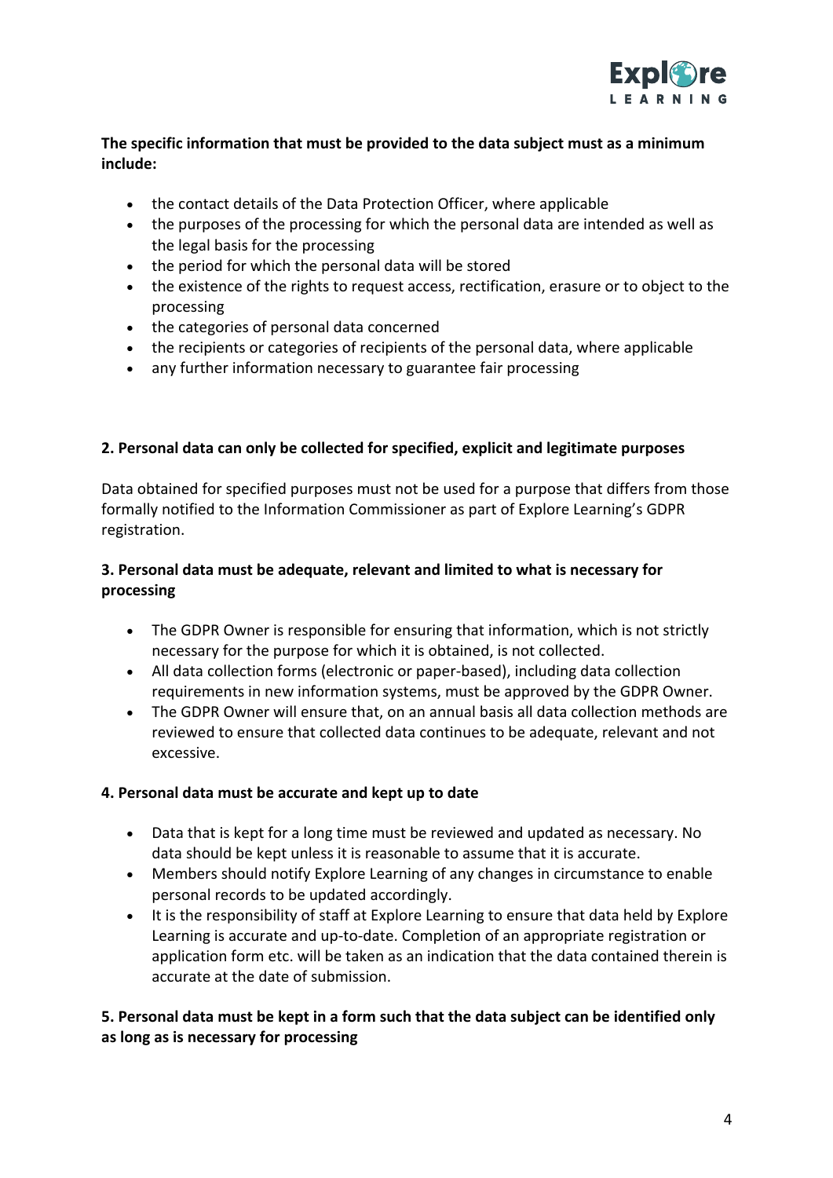**The specific information that must be provided to the data subject must as a minimum include:**

- the contact details of the Data Protection Officer, where applicable
- the purposes of the processing for which the personal data are intended as well as the legal basis for the processing
- the period for which the personal data will be stored
- the existence of the rights to request access, rectification, erasure or to object to the processing
- the categories of personal data concerned
- the recipients or categories of recipients of the personal data, where applicable
- any further information necessary to guarantee fair processing

**2. Personal data can only be collected for specified, explicit and legitimate purposes**

Data obtained for specified purposes must not be used for a purpose that differs from those formally notified to the Information Commissioner as part of Explore Learning's GDPR registration.

**3. Personal data must be adequate, relevant and limited to what is necessary for processing**

- The GDPR Owner is responsible for ensuring that information, which is not strictly necessary for the purpose for which it is obtained, is not collected.
- All data collection forms (electronic or paper-based), including data collection requirements in new information systems, must be approved by the GDPR Owner.
- The GDPR Owner will ensure that, on an annual basis all data collection methods are reviewed to ensure that collected data continues to be adequate, relevant and not excessive.

**4. Personal data must be accurate and kept up to date**

- Data that is kept for a long time must be reviewed and updated as necessary. No data should be kept unless it is reasonable to assume that it is accurate.
- Members should notify Explore Learning of any changes in circumstance to enable personal records to be updated accordingly.
- It is the responsibility of staff at Explore Learning to ensure that data held by Explore Learning is accurate and up-to-date. Completion of an appropriate registration or application form etc. will be taken as an indication that the data contained therein is accurate at the date of submission.

**5. Personal data must be kept in a form such that the data subject can be identified only as long as is necessary for processing**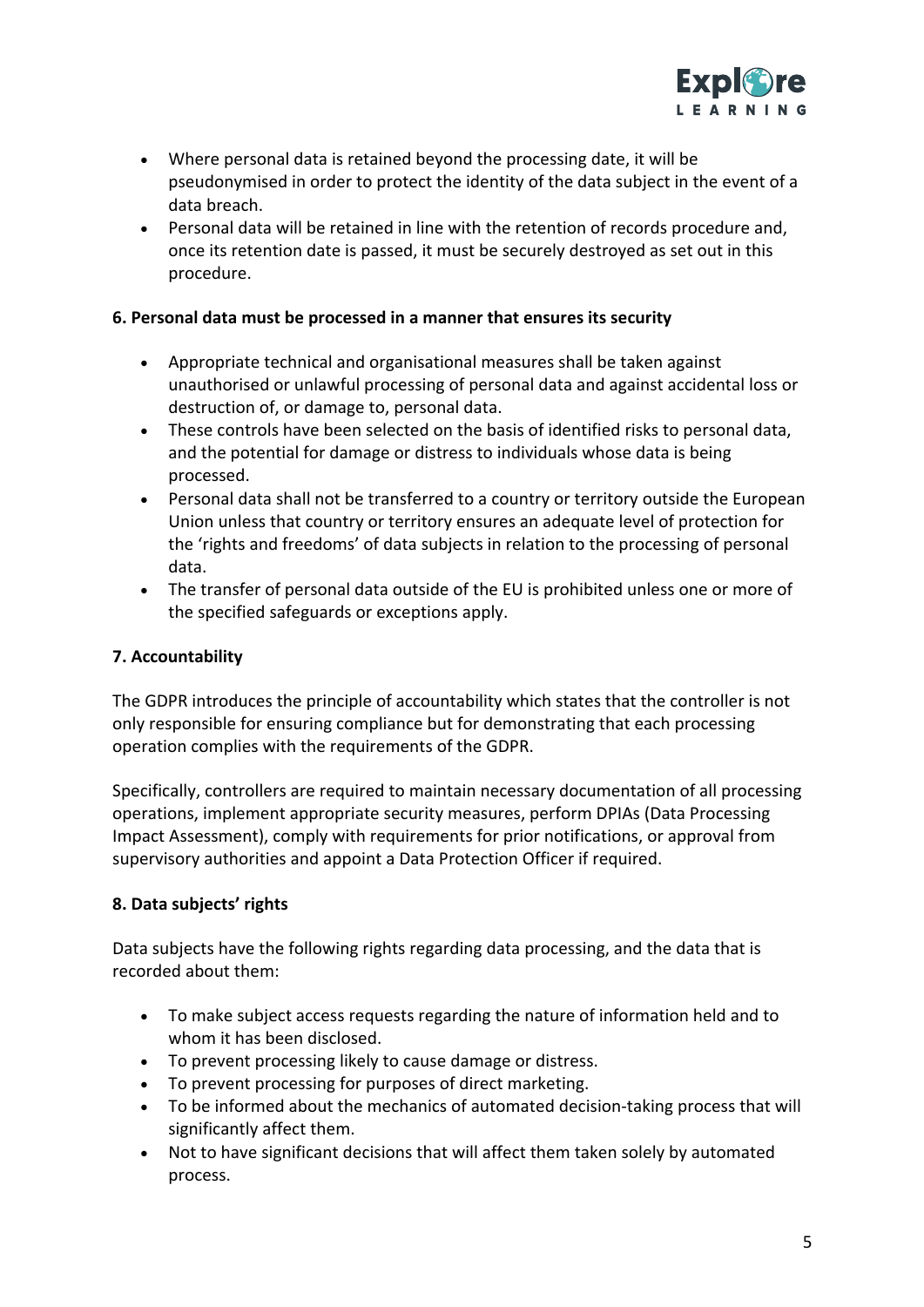- Where personal data is retained beyond the processing date, it will be pseudonymised in order to protect the identity of the data subject in the event of a data breach.
- Personal data will be retained in line with the retention of records procedure and, once its retention date is passed, it must be securely destroyed as set out in this procedure.

**6. Personal data must be processed in a manner that ensures its security**

- Appropriate technical and organisational measures shall be taken against unauthorised or unlawful processing of personal data and against accidental loss or destruction of, or damage to, personal data.
- These controls have been selected on the basis of identified risks to personal data, and the potential for damage or distress to individuals whose data is being processed.
- Personal data shall not be transferred to a country or territory outside the European Union unless that country or territory ensures an adequate level of protection for the 'rights and freedoms' of data subjects in relation to the processing of personal data.
- The transfer of personal data outside of the EU is prohibited unless one or more of the specified safeguards or exceptions apply.

**7. Accountability**

The GDPR introduces the principle of accountability which states that the controller is not only responsible for ensuring compliance but for demonstrating that each processing operation complies with the requirements of the GDPR.

Specifically, controllers are required to maintain necessary documentation of all processing operations, implement appropriate security measures, perform DPIAs (Data Processing Impact Assessment), comply with requirements for prior notifications, or approval from supervisory authorities and appoint a Data Protection Officer if required.

**8. Data subjects' rights**

Data subjects have the following rights regarding data processing, and the data that is recorded about them:

- To make subject access requests regarding the nature of information held and to whom it has been disclosed.
- To prevent processing likely to cause damage or distress.
- To prevent processing for purposes of direct marketing.
- To be informed about the mechanics of automated decision-taking process that will significantly affect them.
- Not to have significant decisions that will affect them taken solely by automated process.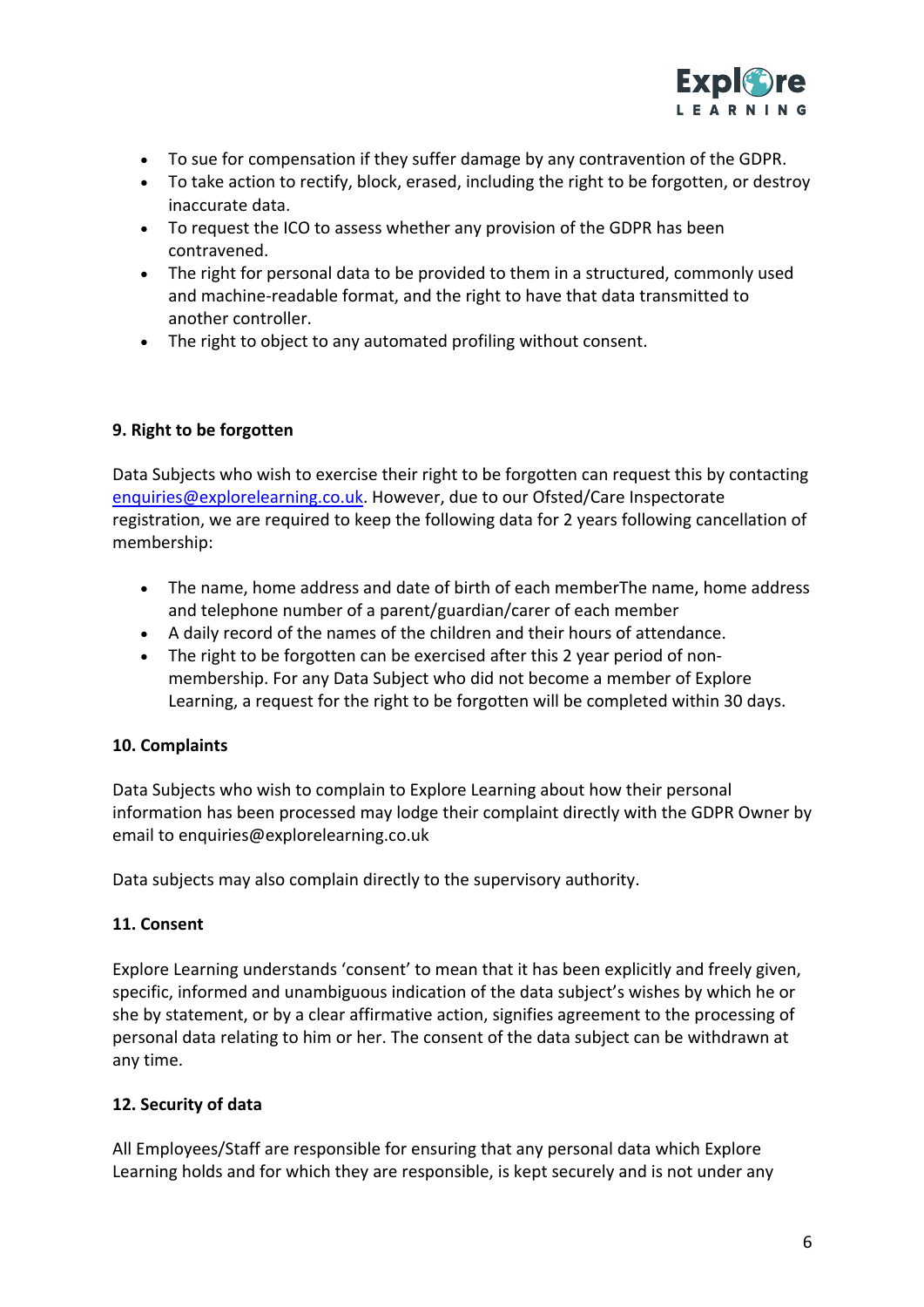- To sue for compensation if they suffer damage by any contravention of the GDPR.
- To take action to rectify, block, erased, including the right to be forgotten, or destroy inaccurate data.
- To request the ICO to assess whether any provision of the GDPR has been contravened.
- The right for personal data to be provided to them in a structured, commonly used and machine-readable format, and the right to have that data transmitted to another controller.
- The right to object to any automated profiling without consent.

**9. Right to be forgotten**

Data Subjects who wish to exercise their right to be forgotten can request this by contacting enquiries@explorelearning.co.uk. However, due to our Ofsted/Care Inspectorate registration, we are required to keep the following data for 2 years following cancellation of membership:

- The name, home address and date of birth of each memberThe name, home address and telephone number of a parent/guardian/carer of each member
- A daily record of the names of the children and their hours of attendance.
- The right to be forgotten can be exercised after this 2 year period of non-membership. For any Data Subject who did not become a member of Explore Learning, a request for the right to be forgotten will be completed within 30 days.

**10. Complaints**

Data Subjects who wish to complain to Explore Learning about how their personal information has been processed may lodge their complaint directly with the GDPR Owner by email to enquiries@explorelearning.co.uk

Data subjects may also complain directly to the supervisory authority.

**11. Consent**

Explore Learning understands 'consent' to mean that it has been explicitly and freely given, specific, informed and unambiguous indication of the data subject's wishes by which he or she by statement, or by a clear affirmative action, signifies agreement to the processing of personal data relating to him or her. The consent of the data subject can be withdrawn at any time.

**12. Security of data**

All Employees/Staff are responsible for ensuring that any personal data which Explore Learning holds and for which they are responsible, is kept securely and is not under any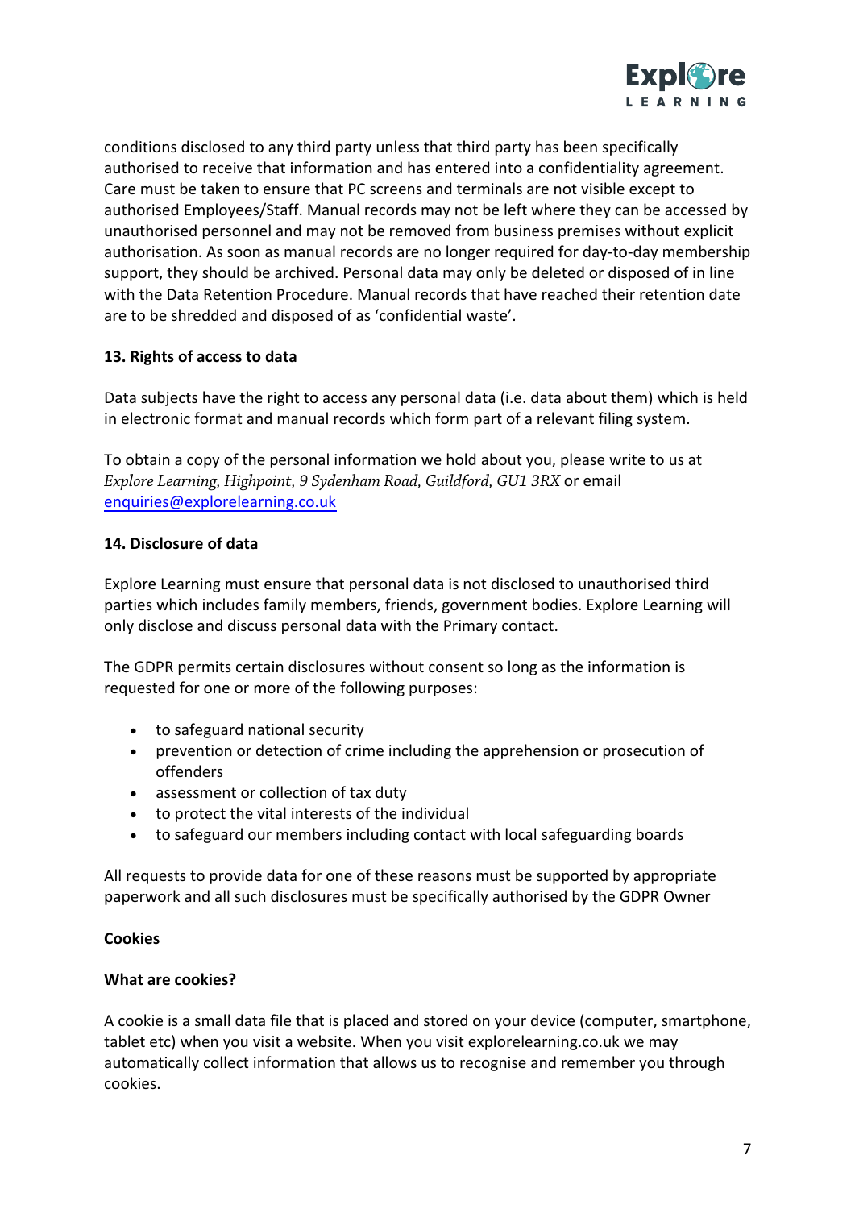conditions disclosed to any third party unless that third party has been specifically authorised to receive that information and has entered into a confidentiality agreement. Care must be taken to ensure that PC screens and terminals are not visible except to authorised Employees/Staff. Manual records may not be left where they can be accessed by unauthorised personnel and may not be removed from business premises without explicit authorisation. As soon as manual records are no longer required for day-to-day membership support, they should be archived. Personal data may only be deleted or disposed of in line with the Data Retention Procedure. Manual records that have reached their retention date are to be shredded and disposed of as 'confidential waste'.

**13. Rights of access to data**

Data subjects have the right to access any personal data (i.e. data about them) which is held in electronic format and manual records which form part of a relevant filing system.

To obtain a copy of the personal information we hold about you, please write to us at *Explore Learning, Highpoint, 9 Sydenham Road, Guildford, GU1 3RX* or email [enquiries@explorelearning.co.uk](mailto:enquiries@explorelearning.co.uk)

**14. Disclosure of data**

Explore Learning must ensure that personal data is not disclosed to unauthorised third parties which includes family members, friends, government bodies. Explore Learning will only disclose and discuss personal data with the Primary contact.

The GDPR permits certain disclosures without consent so long as the information is requested for one or more of the following purposes:

- to safeguard national security
- prevention or detection of crime including the apprehension or prosecution of offenders
- assessment or collection of tax duty
- to protect the vital interests of the individual
- to safeguard our members including contact with local safeguarding boards

All requests to provide data for one of these reasons must be supported by appropriate paperwork and all such disclosures must be specifically authorised by the GDPR Owner

**Cookies**

**What are cookies?**

A cookie is a small data file that is placed and stored on your device (computer, smartphone, tablet etc) when you visit a website. When you visit explorelearning.co.uk we may automatically collect information that allows us to recognise and remember you through cookies.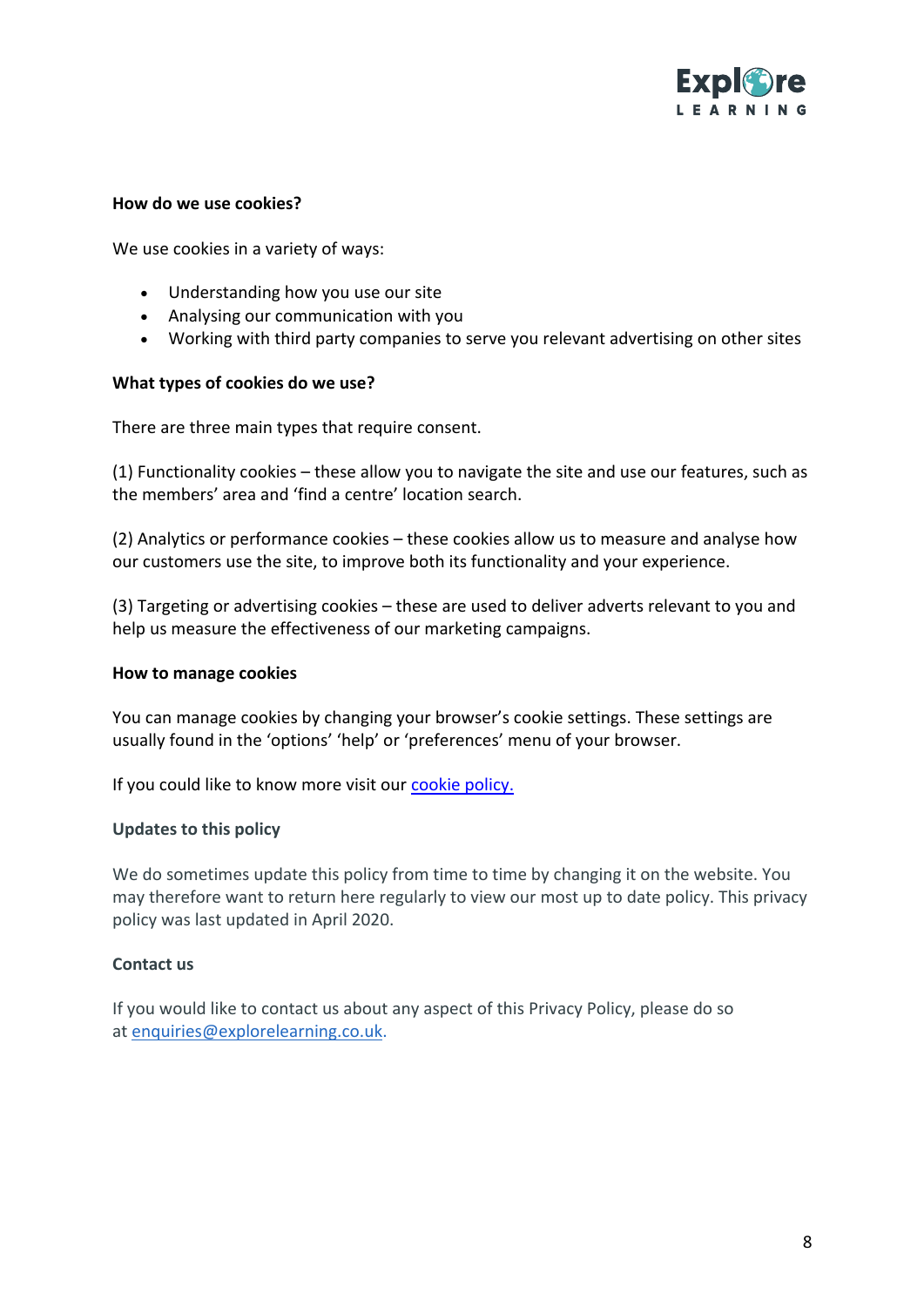**How do we use cookies?**

We use cookies in a variety of ways:

- Understanding how you use our site
- Analysing our communication with you
- Working with third party companies to serve you relevant advertising on other sites

**What types of cookies do we use?**

There are three main types that require consent.

(1) Functionality cookies – these allow you to navigate the site and use our features, such as the members' area and 'find a centre' location search.

(2) Analytics or performance cookies – these cookies allow us to measure and analyse how our customers use the site, to improve both its functionality and your experience.

(3) Targeting or advertising cookies – these are used to deliver adverts relevant to you and help us measure the effectiveness of our marketing campaigns.

**How to manage cookies**

You can manage cookies by changing your browser's cookie settings. These settings are usually found in the 'options' 'help' or 'preferences' menu of your browser.

If you could like to know more visit our cookie policy.

**Updates to this policy**

We do sometimes update this policy from time to time by changing it on the website. You may therefore want to return here regularly to view our most up to date policy. This privacy policy was last updated in April 2020.

**Contact us**

If you would like to contact us about any aspect of this Privacy Policy, please do so at enquiries@explorelearning.co.uk.